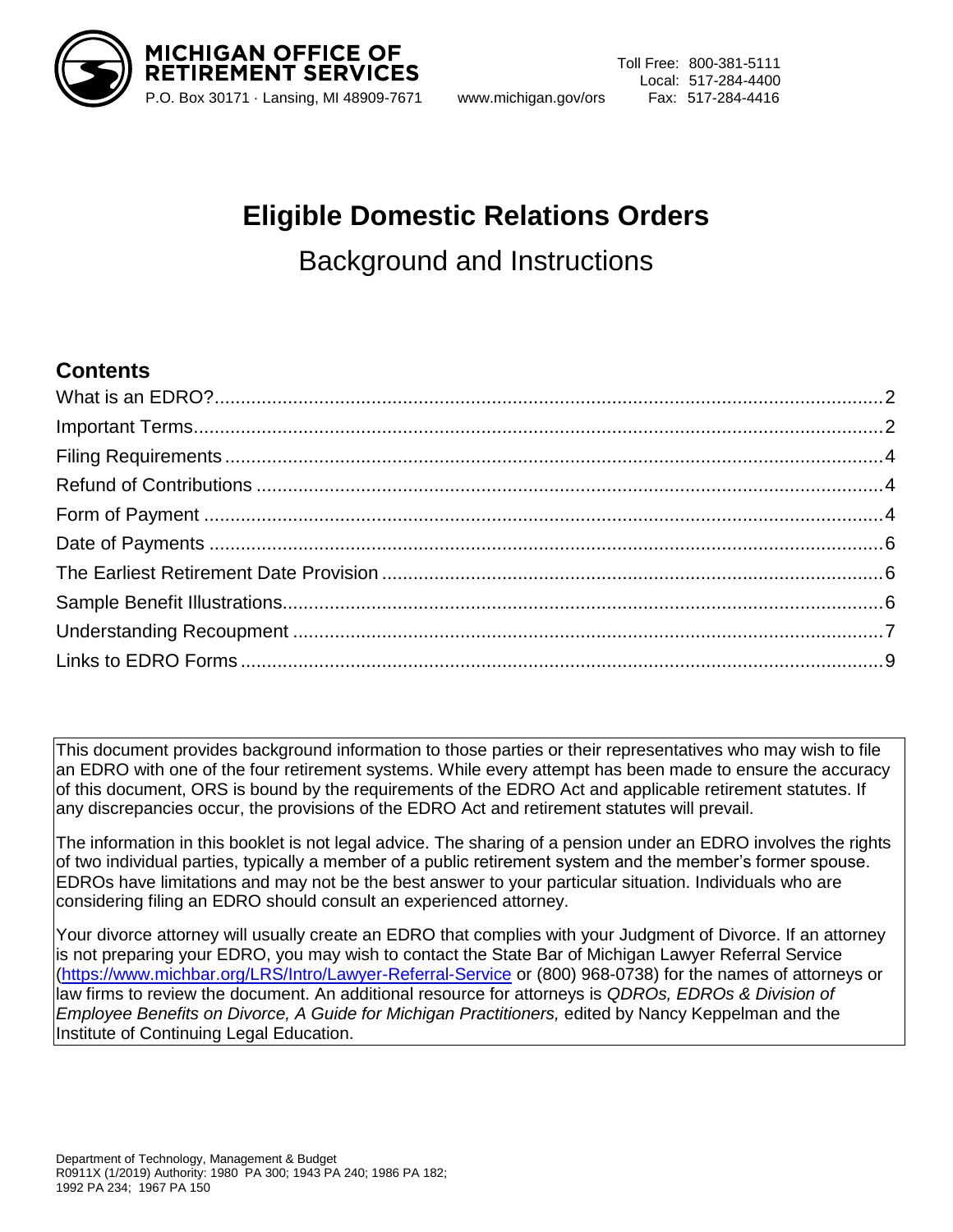**MICHIGAN OFFICE OF RETIREMENT SERVICES**

P.O. Box 30171 · Lansing, MI 48909-7671 www.michigan.gov/ors

Toll Free: 800-381-5111
Local: 517-284-4400
Fax: 517-284-4416

# Eligible Domestic Relations Orders

## Background and Instructions

### Contents

- What is an EDRO? ..... 2
- Important Terms ..... 2
- Filing Requirements ..... 4
- Refund of Contributions ..... 4
- Form of Payment ..... 4
- Date of Payments ..... 6
- The Earliest Retirement Date Provision ..... 6
- Sample Benefit Illustrations ..... 6
- Understanding Recoupment ..... 7
- Links to EDRO Forms ..... 9

This document provides background information to those parties or their representatives who may wish to file an EDRO with one of the four retirement systems. While every attempt has been made to ensure the accuracy of this document, ORS is bound by the requirements of the EDRO Act and applicable retirement statutes. If any discrepancies occur, the provisions of the EDRO Act and retirement statutes will prevail.

The information in this booklet is not legal advice. The sharing of a pension under an EDRO involves the rights of two individual parties, typically a member of a public retirement system and the member's former spouse. EDROs have limitations and may not be the best answer to your particular situation. Individuals who are considering filing an EDRO should consult an experienced attorney.

Your divorce attorney will usually create an EDRO that complies with your Judgment of Divorce. If an attorney is not preparing your EDRO, you may wish to contact the State Bar of Michigan Lawyer Referral Service (https://www.michbar.org/LRS/Intro/Lawyer-Referral-Service or (800) 968-0738) for the names of attorneys or law firms to review the document. An additional resource for attorneys is *QDROs, EDROs & Division of Employee Benefits on Divorce, A Guide for Michigan Practitioners,* edited by Nancy Keppelman and the Institute of Continuing Legal Education.

Department of Technology, Management & Budget
R0911X (1/2019) Authority: 1980 PA 300; 1943 PA 240; 1986 PA 182; 1992 PA 234; 1967 PA 150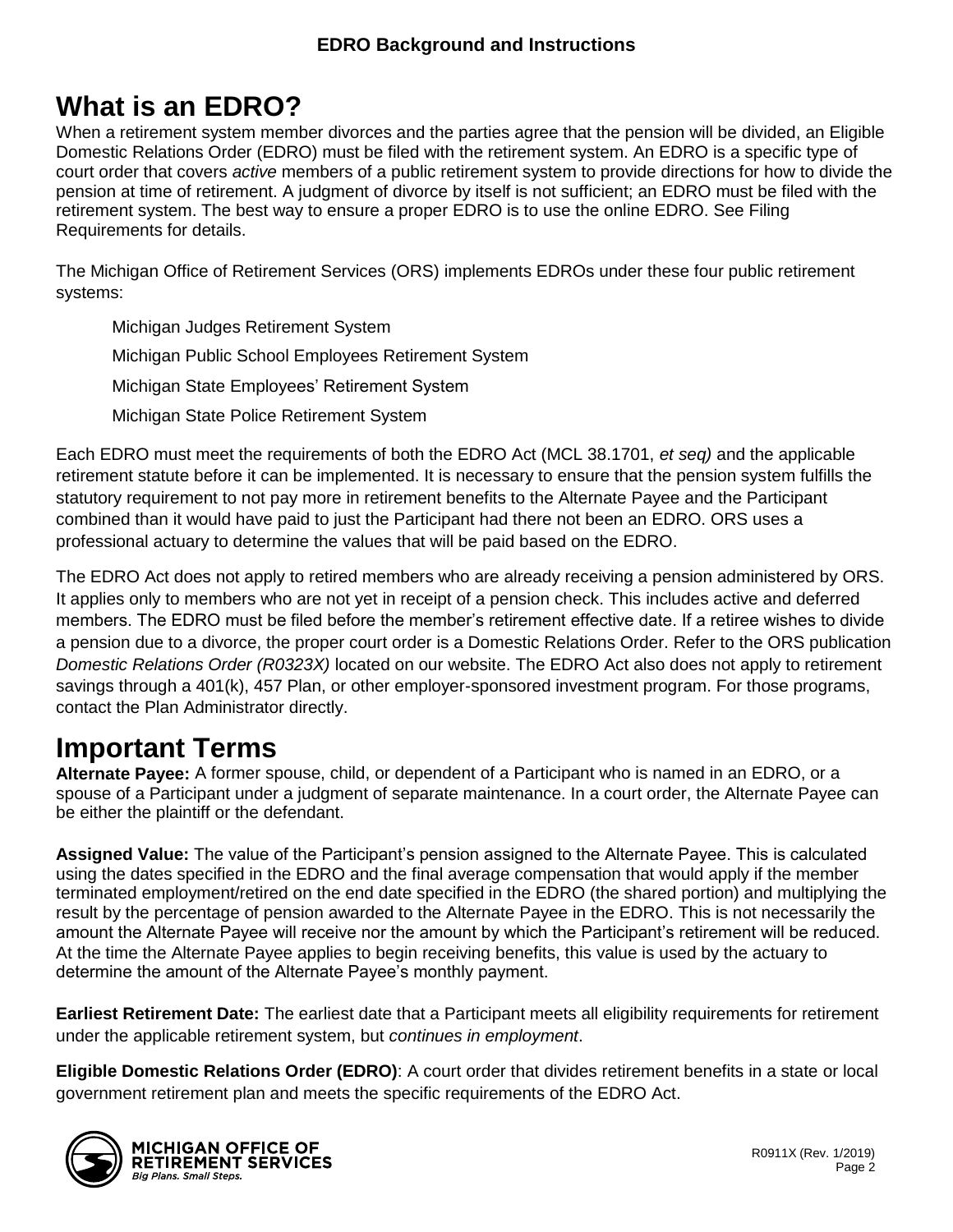# What is an EDRO?

When a retirement system member divorces and the parties agree that the pension will be divided, an Eligible Domestic Relations Order (EDRO) must be filed with the retirement system. An EDRO is a specific type of court order that covers *active* members of a public retirement system to provide directions for how to divide the pension at time of retirement. A judgment of divorce by itself is not sufficient; an EDRO must be filed with the retirement system. The best way to ensure a proper EDRO is to use the online EDRO. See Filing Requirements for details.

The Michigan Office of Retirement Services (ORS) implements EDROs under these four public retirement systems:

- Michigan Judges Retirement System
- Michigan Public School Employees Retirement System
- Michigan State Employees' Retirement System
- Michigan State Police Retirement System

Each EDRO must meet the requirements of both the EDRO Act (MCL 38.1701, *et seq)* and the applicable retirement statute before it can be implemented. It is necessary to ensure that the pension system fulfills the statutory requirement to not pay more in retirement benefits to the Alternate Payee and the Participant combined than it would have paid to just the Participant had there not been an EDRO. ORS uses a professional actuary to determine the values that will be paid based on the EDRO.

The EDRO Act does not apply to retired members who are already receiving a pension administered by ORS. It applies only to members who are not yet in receipt of a pension check. This includes active and deferred members. The EDRO must be filed before the member's retirement effective date. If a retiree wishes to divide a pension due to a divorce, the proper court order is a Domestic Relations Order. Refer to the ORS publication *Domestic Relations Order (R0323X)* located on our website. The EDRO Act also does not apply to retirement savings through a 401(k), 457 Plan, or other employer-sponsored investment program. For those programs, contact the Plan Administrator directly.

# Important Terms

**Alternate Payee:** A former spouse, child, or dependent of a Participant who is named in an EDRO, or a spouse of a Participant under a judgment of separate maintenance. In a court order, the Alternate Payee can be either the plaintiff or the defendant.

**Assigned Value:** The value of the Participant's pension assigned to the Alternate Payee. This is calculated using the dates specified in the EDRO and the final average compensation that would apply if the member terminated employment/retired on the end date specified in the EDRO (the shared portion) and multiplying the result by the percentage of pension awarded to the Alternate Payee in the EDRO. This is not necessarily the amount the Alternate Payee will receive nor the amount by which the Participant's retirement will be reduced. At the time the Alternate Payee applies to begin receiving benefits, this value is used by the actuary to determine the amount of the Alternate Payee's monthly payment.

**Earliest Retirement Date:** The earliest date that a Participant meets all eligibility requirements for retirement under the applicable retirement system, but *continues in employment*.

**Eligible Domestic Relations Order (EDRO)**: A court order that divides retirement benefits in a state or local government retirement plan and meets the specific requirements of the EDRO Act.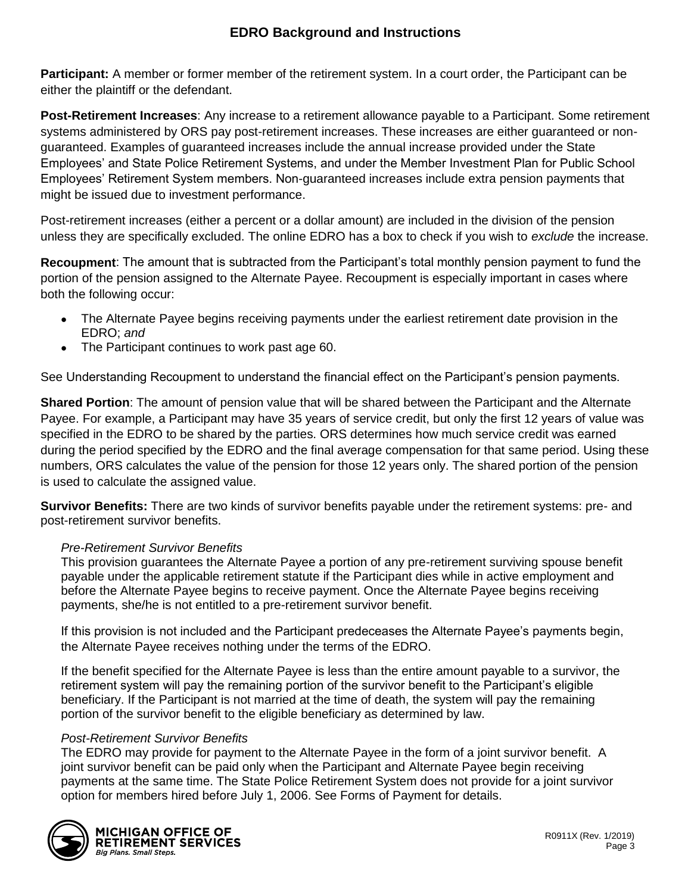## EDRO Background and Instructions

**Participant:** A member or former member of the retirement system. In a court order, the Participant can be either the plaintiff or the defendant.

**Post-Retirement Increases**: Any increase to a retirement allowance payable to a Participant. Some retirement systems administered by ORS pay post-retirement increases. These increases are either guaranteed or non-guaranteed. Examples of guaranteed increases include the annual increase provided under the State Employees' and State Police Retirement Systems, and under the Member Investment Plan for Public School Employees' Retirement System members. Non-guaranteed increases include extra pension payments that might be issued due to investment performance.

Post-retirement increases (either a percent or a dollar amount) are included in the division of the pension unless they are specifically excluded. The online EDRO has a box to check if you wish to *exclude* the increase.

**Recoupment**: The amount that is subtracted from the Participant's total monthly pension payment to fund the portion of the pension assigned to the Alternate Payee. Recoupment is especially important in cases where both the following occur:

- The Alternate Payee begins receiving payments under the earliest retirement date provision in the EDRO; *and*
- The Participant continues to work past age 60.

See Understanding Recoupment to understand the financial effect on the Participant's pension payments.

**Shared Portion**: The amount of pension value that will be shared between the Participant and the Alternate Payee. For example, a Participant may have 35 years of service credit, but only the first 12 years of value was specified in the EDRO to be shared by the parties. ORS determines how much service credit was earned during the period specified by the EDRO and the final average compensation for that same period. Using these numbers, ORS calculates the value of the pension for those 12 years only. The shared portion of the pension is used to calculate the assigned value.

**Survivor Benefits:** There are two kinds of survivor benefits payable under the retirement systems: pre- and post-retirement survivor benefits.

*Pre-Retirement Survivor Benefits*

This provision guarantees the Alternate Payee a portion of any pre-retirement surviving spouse benefit payable under the applicable retirement statute if the Participant dies while in active employment and before the Alternate Payee begins to receive payment. Once the Alternate Payee begins receiving payments, she/he is not entitled to a pre-retirement survivor benefit.

If this provision is not included and the Participant predeceases the Alternate Payee's payments begin, the Alternate Payee receives nothing under the terms of the EDRO.

If the benefit specified for the Alternate Payee is less than the entire amount payable to a survivor, the retirement system will pay the remaining portion of the survivor benefit to the Participant's eligible beneficiary. If the Participant is not married at the time of death, the system will pay the remaining portion of the survivor benefit to the eligible beneficiary as determined by law.

*Post-Retirement Survivor Benefits*

The EDRO may provide for payment to the Alternate Payee in the form of a joint survivor benefit. A joint survivor benefit can be paid only when the Participant and Alternate Payee begin receiving payments at the same time. The State Police Retirement System does not provide for a joint survivor option for members hired before July 1, 2006. See Forms of Payment for details.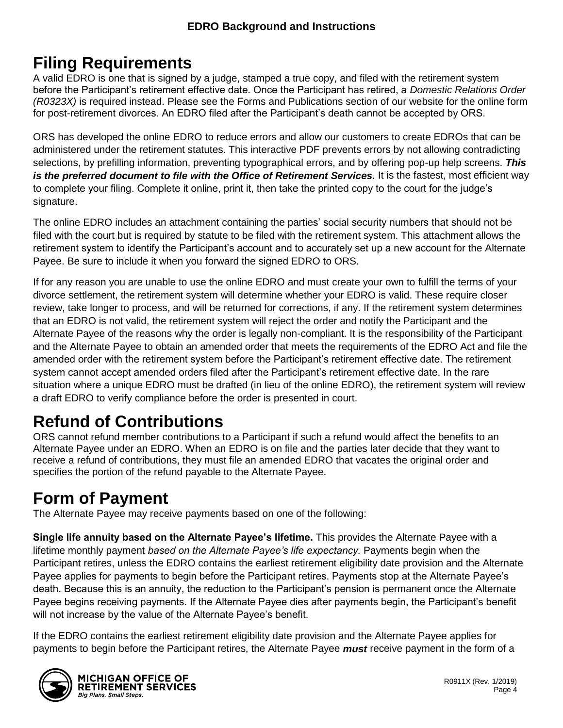# Filing Requirements

A valid EDRO is one that is signed by a judge, stamped a true copy, and filed with the retirement system before the Participant's retirement effective date. Once the Participant has retired, a *Domestic Relations Order (R0323X)* is required instead. Please see the Forms and Publications section of our website for the online form for post-retirement divorces. An EDRO filed after the Participant's death cannot be accepted by ORS.

ORS has developed the online EDRO to reduce errors and allow our customers to create EDROs that can be administered under the retirement statutes. This interactive PDF prevents errors by not allowing contradicting selections, by prefilling information, preventing typographical errors, and by offering pop-up help screens. ***This is the preferred document to file with the Office of Retirement Services.*** It is the fastest, most efficient way to complete your filing. Complete it online, print it, then take the printed copy to the court for the judge's signature.

The online EDRO includes an attachment containing the parties' social security numbers that should not be filed with the court but is required by statute to be filed with the retirement system. This attachment allows the retirement system to identify the Participant's account and to accurately set up a new account for the Alternate Payee. Be sure to include it when you forward the signed EDRO to ORS.

If for any reason you are unable to use the online EDRO and must create your own to fulfill the terms of your divorce settlement, the retirement system will determine whether your EDRO is valid. These require closer review, take longer to process, and will be returned for corrections, if any. If the retirement system determines that an EDRO is not valid, the retirement system will reject the order and notify the Participant and the Alternate Payee of the reasons why the order is legally non-compliant. It is the responsibility of the Participant and the Alternate Payee to obtain an amended order that meets the requirements of the EDRO Act and file the amended order with the retirement system before the Participant's retirement effective date. The retirement system cannot accept amended orders filed after the Participant's retirement effective date. In the rare situation where a unique EDRO must be drafted (in lieu of the online EDRO), the retirement system will review a draft EDRO to verify compliance before the order is presented in court.

# Refund of Contributions

ORS cannot refund member contributions to a Participant if such a refund would affect the benefits to an Alternate Payee under an EDRO. When an EDRO is on file and the parties later decide that they want to receive a refund of contributions, they must file an amended EDRO that vacates the original order and specifies the portion of the refund payable to the Alternate Payee.

# Form of Payment

The Alternate Payee may receive payments based on one of the following:

**Single life annuity based on the Alternate Payee's lifetime.** This provides the Alternate Payee with a lifetime monthly payment *based on the Alternate Payee's life expectancy.* Payments begin when the Participant retires, unless the EDRO contains the earliest retirement eligibility date provision and the Alternate Payee applies for payments to begin before the Participant retires. Payments stop at the Alternate Payee's death. Because this is an annuity, the reduction to the Participant's pension is permanent once the Alternate Payee begins receiving payments. If the Alternate Payee dies after payments begin, the Participant's benefit will not increase by the value of the Alternate Payee's benefit.

If the EDRO contains the earliest retirement eligibility date provision and the Alternate Payee applies for payments to begin before the Participant retires, the Alternate Payee ***must*** receive payment in the form of a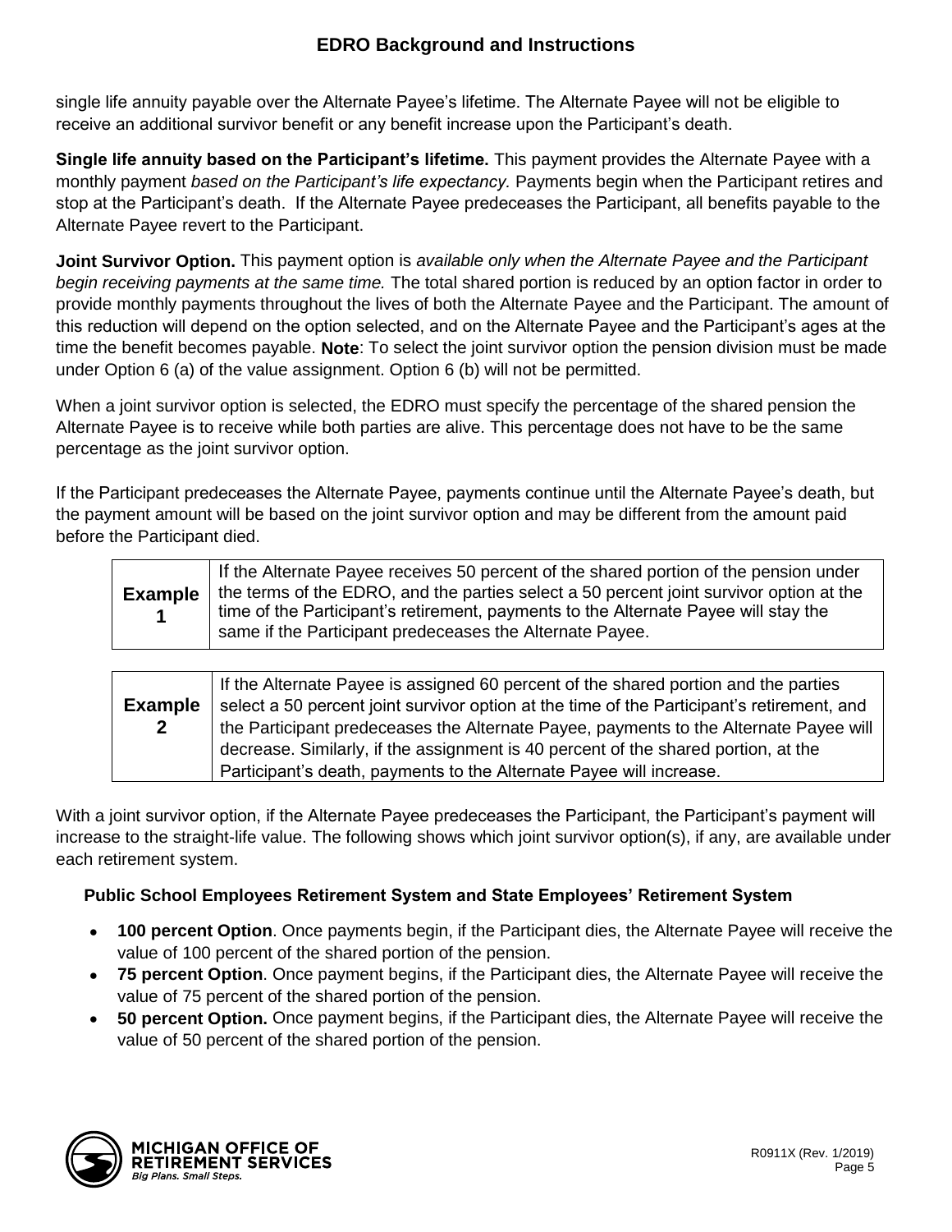single life annuity payable over the Alternate Payee's lifetime. The Alternate Payee will not be eligible to receive an additional survivor benefit or any benefit increase upon the Participant's death.

**Single life annuity based on the Participant's lifetime.** This payment provides the Alternate Payee with a monthly payment *based on the Participant's life expectancy.* Payments begin when the Participant retires and stop at the Participant's death. If the Alternate Payee predeceases the Participant, all benefits payable to the Alternate Payee revert to the Participant.

**Joint Survivor Option.** This payment option is *available only when the Alternate Payee and the Participant begin receiving payments at the same time.* The total shared portion is reduced by an option factor in order to provide monthly payments throughout the lives of both the Alternate Payee and the Participant. The amount of this reduction will depend on the option selected, and on the Alternate Payee and the Participant's ages at the time the benefit becomes payable. **Note**: To select the joint survivor option the pension division must be made under Option 6 (a) of the value assignment. Option 6 (b) will not be permitted.

When a joint survivor option is selected, the EDRO must specify the percentage of the shared pension the Alternate Payee is to receive while both parties are alive. This percentage does not have to be the same percentage as the joint survivor option.

If the Participant predeceases the Alternate Payee, payments continue until the Alternate Payee's death, but the payment amount will be based on the joint survivor option and may be different from the amount paid before the Participant died.

| **Example 1** | If the Alternate Payee receives 50 percent of the shared portion of the pension under the terms of the EDRO, and the parties select a 50 percent joint survivor option at the time of the Participant's retirement, payments to the Alternate Payee will stay the same if the Participant predeceases the Alternate Payee. |
|---|---|

| **Example 2** | If the Alternate Payee is assigned 60 percent of the shared portion and the parties select a 50 percent joint survivor option at the time of the Participant's retirement, and the Participant predeceases the Alternate Payee, payments to the Alternate Payee will decrease. Similarly, if the assignment is 40 percent of the shared portion, at the Participant's death, payments to the Alternate Payee will increase. |
|---|---|

With a joint survivor option, if the Alternate Payee predeceases the Participant, the Participant's payment will increase to the straight-life value. The following shows which joint survivor option(s), if any, are available under each retirement system.

**Public School Employees Retirement System and State Employees' Retirement System**

- **100 percent Option**. Once payments begin, if the Participant dies, the Alternate Payee will receive the value of 100 percent of the shared portion of the pension.
- **75 percent Option**. Once payment begins, if the Participant dies, the Alternate Payee will receive the value of 75 percent of the shared portion of the pension.
- **50 percent Option.** Once payment begins, if the Participant dies, the Alternate Payee will receive the value of 50 percent of the shared portion of the pension.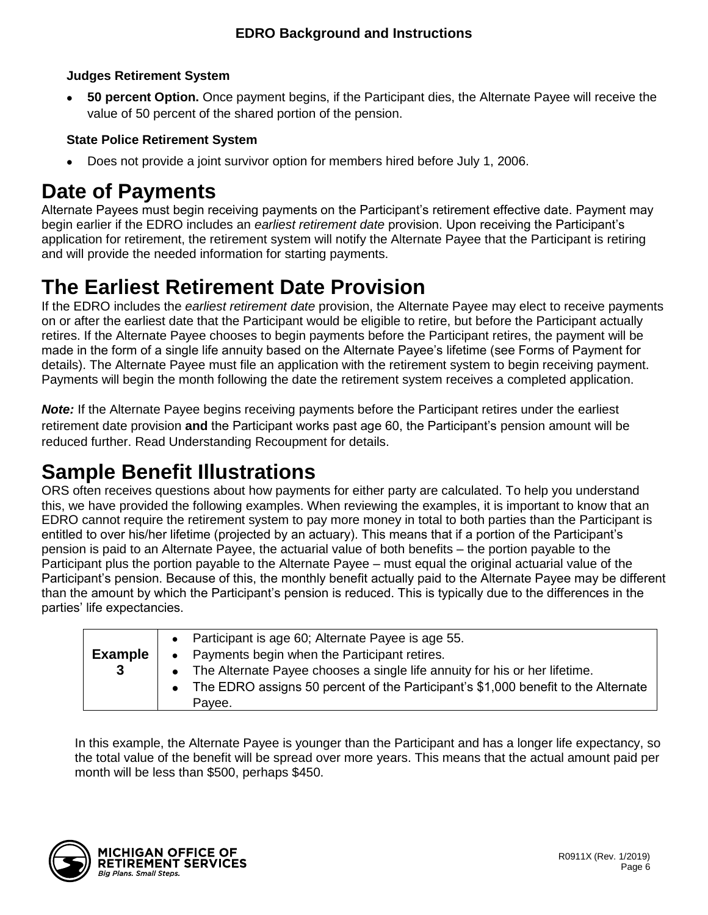### Judges Retirement System

- **50 percent Option.** Once payment begins, if the Participant dies, the Alternate Payee will receive the value of 50 percent of the shared portion of the pension.

### State Police Retirement System

- Does not provide a joint survivor option for members hired before July 1, 2006.

# Date of Payments

Alternate Payees must begin receiving payments on the Participant's retirement effective date. Payment may begin earlier if the EDRO includes an *earliest retirement date* provision. Upon receiving the Participant's application for retirement, the retirement system will notify the Alternate Payee that the Participant is retiring and will provide the needed information for starting payments.

# The Earliest Retirement Date Provision

If the EDRO includes the *earliest retirement date* provision, the Alternate Payee may elect to receive payments on or after the earliest date that the Participant would be eligible to retire, but before the Participant actually retires. If the Alternate Payee chooses to begin payments before the Participant retires, the payment will be made in the form of a single life annuity based on the Alternate Payee's lifetime (see Forms of Payment for details). The Alternate Payee must file an application with the retirement system to begin receiving payment. Payments will begin the month following the date the retirement system receives a completed application.

***Note:*** If the Alternate Payee begins receiving payments before the Participant retires under the earliest retirement date provision **and** the Participant works past age 60, the Participant's pension amount will be reduced further. Read Understanding Recoupment for details.

# Sample Benefit Illustrations

ORS often receives questions about how payments for either party are calculated. To help you understand this, we have provided the following examples. When reviewing the examples, it is important to know that an EDRO cannot require the retirement system to pay more money in total to both parties than the Participant is entitled to over his/her lifetime (projected by an actuary). This means that if a portion of the Participant's pension is paid to an Alternate Payee, the actuarial value of both benefits – the portion payable to the Participant plus the portion payable to the Alternate Payee – must equal the original actuarial value of the Participant's pension. Because of this, the monthly benefit actually paid to the Alternate Payee may be different than the amount by which the Participant's pension is reduced. This is typically due to the differences in the parties' life expectancies.

| **Example 3** | • Participant is age 60; Alternate Payee is age 55.<br>• Payments begin when the Participant retires.<br>• The Alternate Payee chooses a single life annuity for his or her lifetime.<br>• The EDRO assigns 50 percent of the Participant's $1,000 benefit to the Alternate Payee. |
|---|---|

In this example, the Alternate Payee is younger than the Participant and has a longer life expectancy, so the total value of the benefit will be spread over more years. This means that the actual amount paid per month will be less than $500, perhaps $450.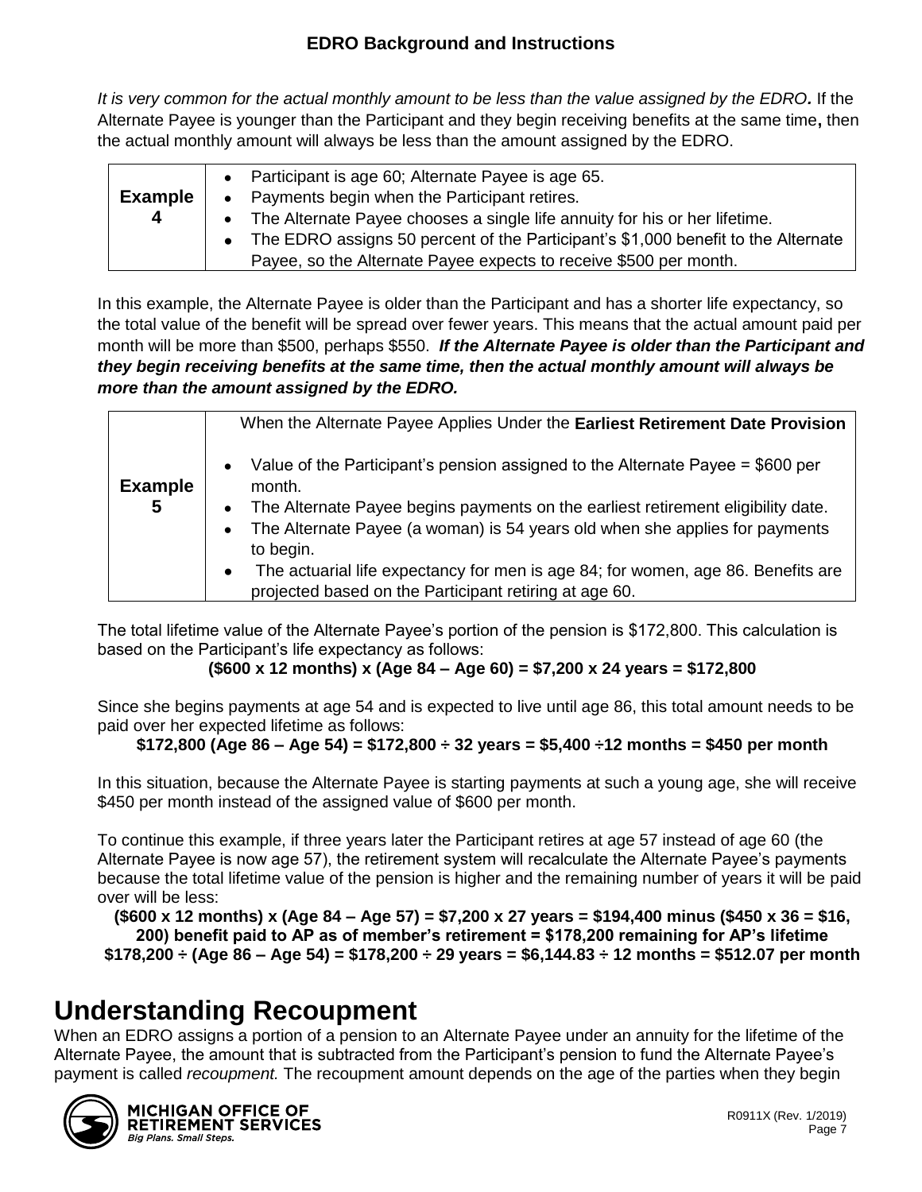It is very common for the actual monthly amount to be less than the value assigned by the EDRO***.*** If the Alternate Payee is younger than the Participant and they begin receiving benefits at the same time**,** then the actual monthly amount will always be less than the amount assigned by the EDRO.

| **Example 4** | • Participant is age 60; Alternate Payee is age 65.<br>• Payments begin when the Participant retires.<br>• The Alternate Payee chooses a single life annuity for his or her lifetime.<br>• The EDRO assigns 50 percent of the Participant's $1,000 benefit to the Alternate Payee, so the Alternate Payee expects to receive $500 per month. |
|---|---|

In this example, the Alternate Payee is older than the Participant and has a shorter life expectancy, so the total value of the benefit will be spread over fewer years. This means that the actual amount paid per month will be more than $500, perhaps $550. ***If the Alternate Payee is older than the Participant and they begin receiving benefits at the same time, then the actual monthly amount will always be more than the amount assigned by the EDRO.***

| **Example 5** | When the Alternate Payee Applies Under the **Earliest Retirement Date Provision**<br><br>• Value of the Participant's pension assigned to the Alternate Payee = $600 per month.<br>• The Alternate Payee begins payments on the earliest retirement eligibility date.<br>• The Alternate Payee (a woman) is 54 years old when she applies for payments to begin.<br>• The actuarial life expectancy for men is age 84; for women, age 86. Benefits are projected based on the Participant retiring at age 60. |
|---|---|

The total lifetime value of the Alternate Payee's portion of the pension is $172,800. This calculation is based on the Participant's life expectancy as follows:

**($600 x 12 months) x (Age 84 – Age 60) = $7,200 x 24 years = $172,800**

Since she begins payments at age 54 and is expected to live until age 86, this total amount needs to be paid over her expected lifetime as follows:

**$172,800 (Age 86 – Age 54) = $172,800 ÷ 32 years = $5,400 ÷12 months = $450 per month**

In this situation, because the Alternate Payee is starting payments at such a young age, she will receive $450 per month instead of the assigned value of $600 per month.

To continue this example, if three years later the Participant retires at age 57 instead of age 60 (the Alternate Payee is now age 57), the retirement system will recalculate the Alternate Payee's payments because the total lifetime value of the pension is higher and the remaining number of years it will be paid over will be less:

**($600 x 12 months) x (Age 84 – Age 57) = $7,200 x 27 years = $194,400 minus ($450 x 36 = $16, 200) benefit paid to AP as of member's retirement = $178,200 remaining for AP's lifetime $178,200 ÷ (Age 86 – Age 54) = $178,200 ÷ 29 years = $6,144.83 ÷ 12 months = $512.07 per month**

# Understanding Recoupment

When an EDRO assigns a portion of a pension to an Alternate Payee under an annuity for the lifetime of the Alternate Payee, the amount that is subtracted from the Participant's pension to fund the Alternate Payee's payment is called *recoupment.* The recoupment amount depends on the age of the parties when they begin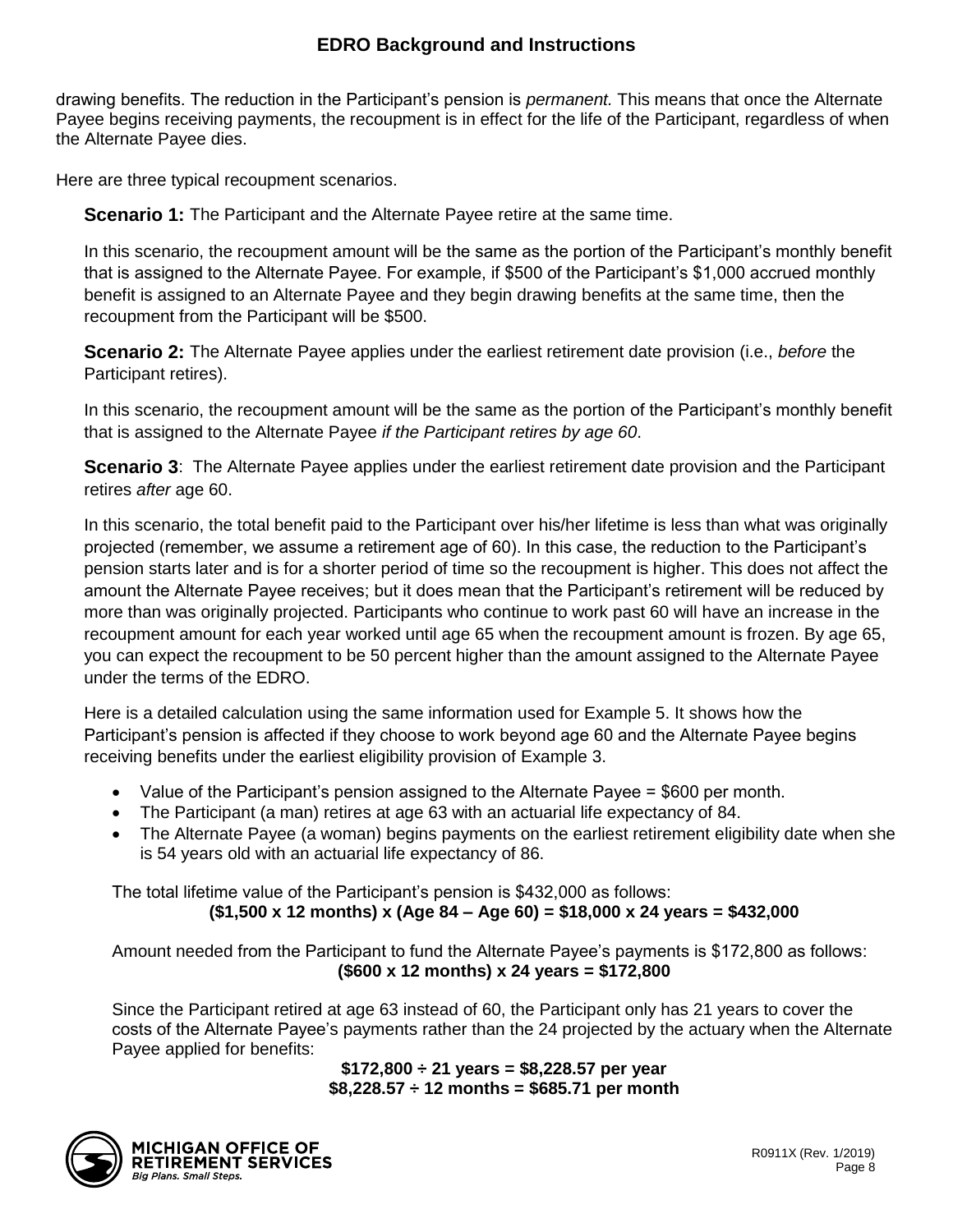drawing benefits. The reduction in the Participant's pension is *permanent.* This means that once the Alternate Payee begins receiving payments, the recoupment is in effect for the life of the Participant, regardless of when the Alternate Payee dies.

Here are three typical recoupment scenarios.

**Scenario 1:** The Participant and the Alternate Payee retire at the same time.

In this scenario, the recoupment amount will be the same as the portion of the Participant's monthly benefit that is assigned to the Alternate Payee. For example, if $500 of the Participant's $1,000 accrued monthly benefit is assigned to an Alternate Payee and they begin drawing benefits at the same time, then the recoupment from the Participant will be $500.

**Scenario 2:** The Alternate Payee applies under the earliest retirement date provision (i.e., *before* the Participant retires).

In this scenario, the recoupment amount will be the same as the portion of the Participant's monthly benefit that is assigned to the Alternate Payee *if the Participant retires by age 60*.

**Scenario 3**: The Alternate Payee applies under the earliest retirement date provision and the Participant retires *after* age 60.

In this scenario, the total benefit paid to the Participant over his/her lifetime is less than what was originally projected (remember, we assume a retirement age of 60). In this case, the reduction to the Participant's pension starts later and is for a shorter period of time so the recoupment is higher. This does not affect the amount the Alternate Payee receives; but it does mean that the Participant's retirement will be reduced by more than was originally projected. Participants who continue to work past 60 will have an increase in the recoupment amount for each year worked until age 65 when the recoupment amount is frozen. By age 65, you can expect the recoupment to be 50 percent higher than the amount assigned to the Alternate Payee under the terms of the EDRO.

Here is a detailed calculation using the same information used for Example 5. It shows how the Participant's pension is affected if they choose to work beyond age 60 and the Alternate Payee begins receiving benefits under the earliest eligibility provision of Example 3.

- Value of the Participant's pension assigned to the Alternate Payee = $600 per month.
- The Participant (a man) retires at age 63 with an actuarial life expectancy of 84.
- The Alternate Payee (a woman) begins payments on the earliest retirement eligibility date when she is 54 years old with an actuarial life expectancy of 86.

The total lifetime value of the Participant's pension is $432,000 as follows:

**($1,500 x 12 months) x (Age 84 – Age 60) = $18,000 x 24 years = $432,000**

Amount needed from the Participant to fund the Alternate Payee's payments is $172,800 as follows:

**($600 x 12 months) x 24 years = $172,800**

Since the Participant retired at age 63 instead of 60, the Participant only has 21 years to cover the costs of the Alternate Payee's payments rather than the 24 projected by the actuary when the Alternate Payee applied for benefits:

**$172,800 ÷ 21 years = $8,228.57 per year**
**$8,228.57 ÷ 12 months = $685.71 per month**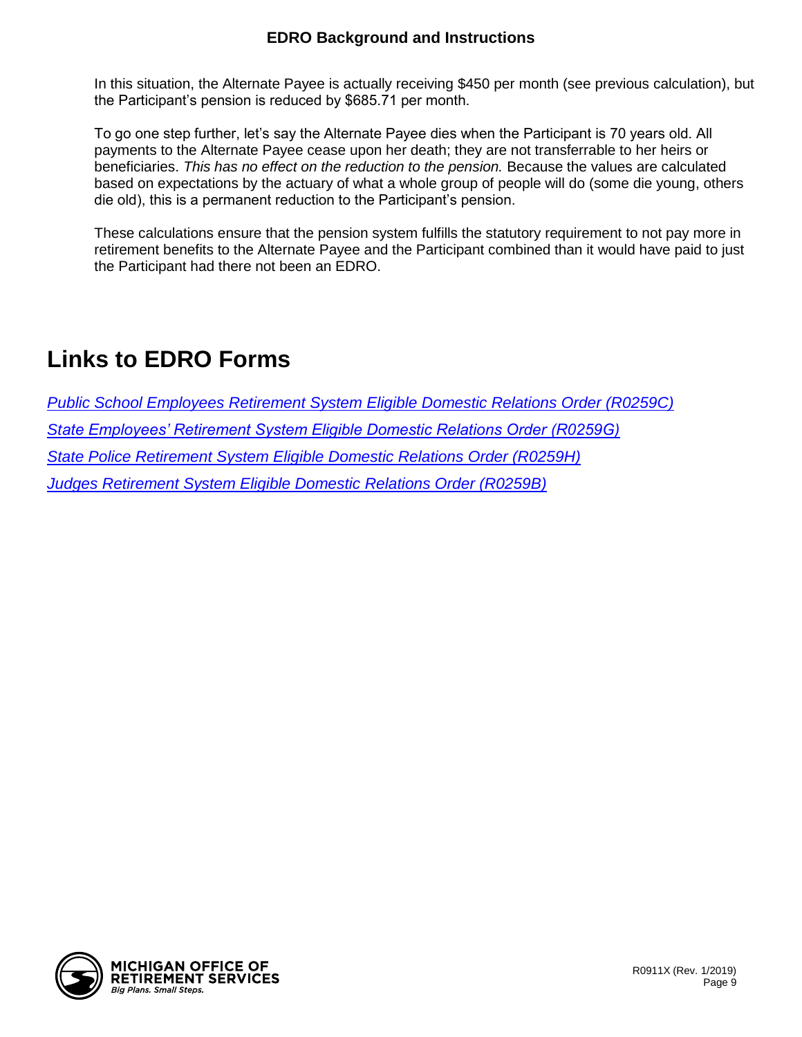In this situation, the Alternate Payee is actually receiving $450 per month (see previous calculation), but the Participant's pension is reduced by $685.71 per month.

To go one step further, let's say the Alternate Payee dies when the Participant is 70 years old. All payments to the Alternate Payee cease upon her death; they are not transferrable to her heirs or beneficiaries. *This has no effect on the reduction to the pension.* Because the values are calculated based on expectations by the actuary of what a whole group of people will do (some die young, others die old), this is a permanent reduction to the Participant's pension.

These calculations ensure that the pension system fulfills the statutory requirement to not pay more in retirement benefits to the Alternate Payee and the Participant combined than it would have paid to just the Participant had there not been an EDRO.

# Links to EDRO Forms

*Public School Employees Retirement System Eligible Domestic Relations Order (R0259C)*

*State Employees' Retirement System Eligible Domestic Relations Order (R0259G)*

*State Police Retirement System Eligible Domestic Relations Order (R0259H)*

*Judges Retirement System Eligible Domestic Relations Order (R0259B)*